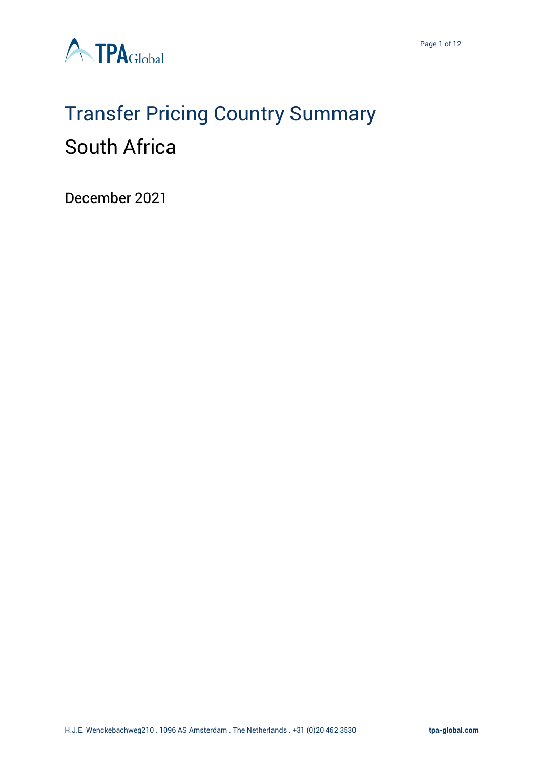# Transfer Pricing Country Summary

## South Africa

December 2021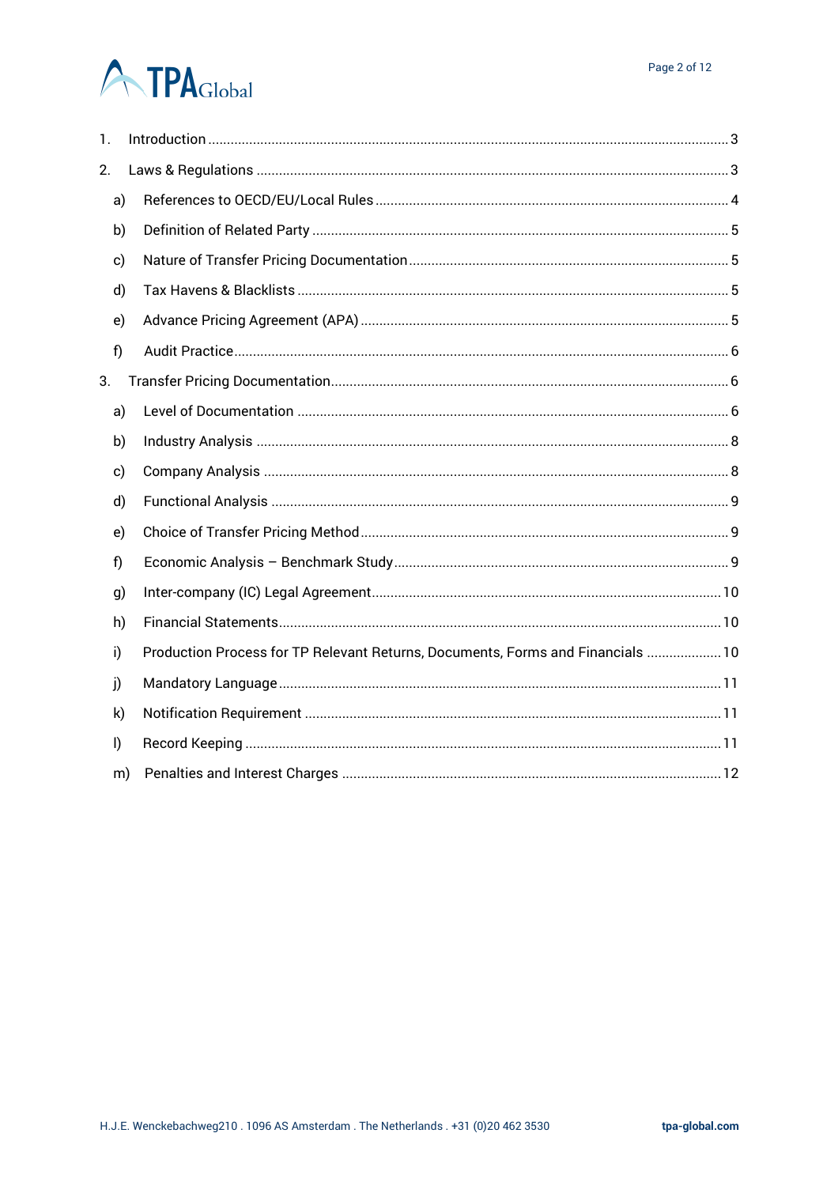1. Introduction ..... 3
2. Laws & Regulations ..... 3
   a) References to OECD/EU/Local Rules ..... 4
   b) Definition of Related Party ..... 5
   c) Nature of Transfer Pricing Documentation ..... 5
   d) Tax Havens & Blacklists ..... 5
   e) Advance Pricing Agreement (APA) ..... 5
   f) Audit Practice ..... 6
3. Transfer Pricing Documentation ..... 6
   a) Level of Documentation ..... 6
   b) Industry Analysis ..... 8
   c) Company Analysis ..... 8
   d) Functional Analysis ..... 9
   e) Choice of Transfer Pricing Method ..... 9
   f) Economic Analysis – Benchmark Study ..... 9
   g) Inter-company (IC) Legal Agreement ..... 10
   h) Financial Statements ..... 10
   i) Production Process for TP Relevant Returns, Documents, Forms and Financials ..... 10
   j) Mandatory Language ..... 11
   k) Notification Requirement ..... 11
   l) Record Keeping ..... 11
   m) Penalties and Interest Charges ..... 12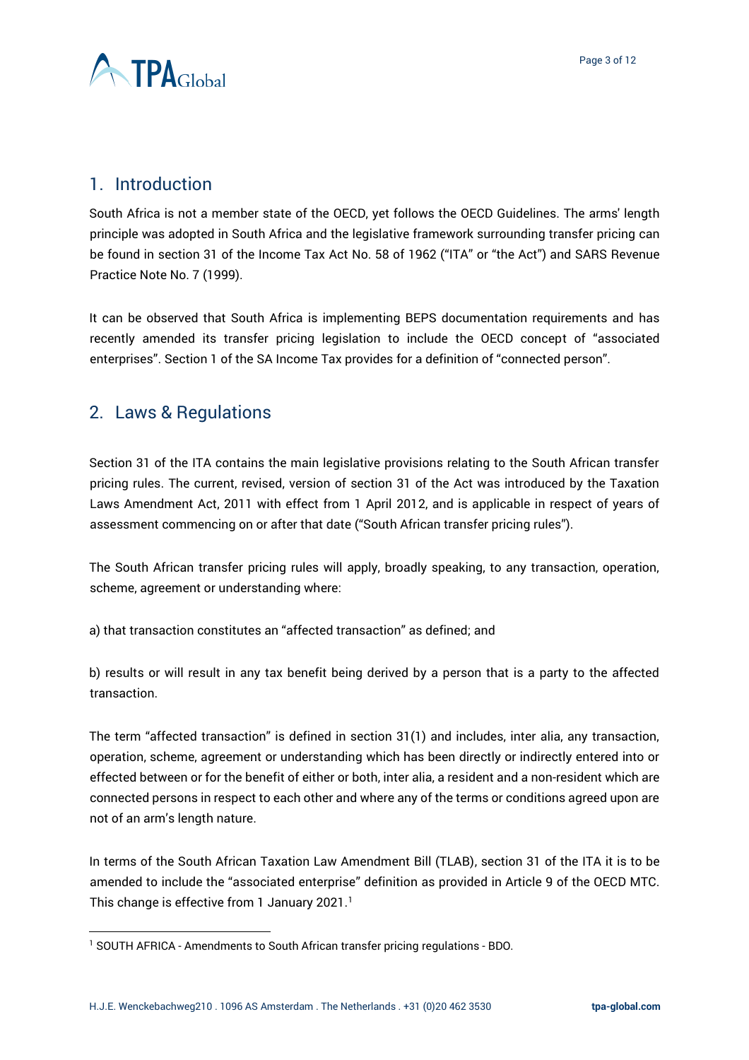## 1. Introduction

South Africa is not a member state of the OECD, yet follows the OECD Guidelines. The arms' length principle was adopted in South Africa and the legislative framework surrounding transfer pricing can be found in section 31 of the Income Tax Act No. 58 of 1962 ("ITA" or "the Act") and SARS Revenue Practice Note No. 7 (1999).

It can be observed that South Africa is implementing BEPS documentation requirements and has recently amended its transfer pricing legislation to include the OECD concept of "associated enterprises". Section 1 of the SA Income Tax provides for a definition of "connected person".

## 2. Laws & Regulations

Section 31 of the ITA contains the main legislative provisions relating to the South African transfer pricing rules. The current, revised, version of section 31 of the Act was introduced by the Taxation Laws Amendment Act, 2011 with effect from 1 April 2012, and is applicable in respect of years of assessment commencing on or after that date ("South African transfer pricing rules").

The South African transfer pricing rules will apply, broadly speaking, to any transaction, operation, scheme, agreement or understanding where:

a) that transaction constitutes an "affected transaction" as defined; and

b) results or will result in any tax benefit being derived by a person that is a party to the affected transaction.

The term "affected transaction" is defined in section 31(1) and includes, inter alia, any transaction, operation, scheme, agreement or understanding which has been directly or indirectly entered into or effected between or for the benefit of either or both, inter alia, a resident and a non-resident which are connected persons in respect to each other and where any of the terms or conditions agreed upon are not of an arm's length nature.

In terms of the South African Taxation Law Amendment Bill (TLAB), section 31 of the ITA it is to be amended to include the "associated enterprise" definition as provided in Article 9 of the OECD MTC. This change is effective from 1 January 2021.[1]

[1] SOUTH AFRICA - Amendments to South African transfer pricing regulations - BDO.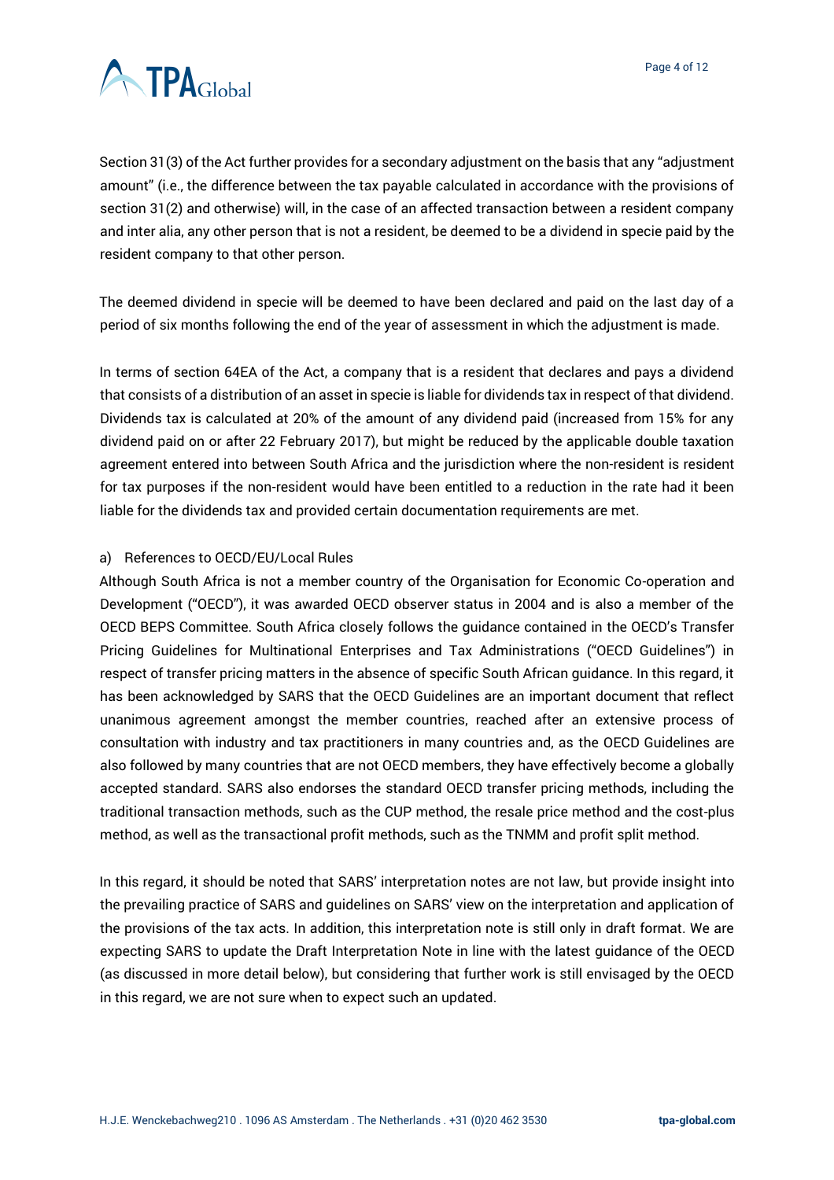Section 31(3) of the Act further provides for a secondary adjustment on the basis that any "adjustment amount" (i.e., the difference between the tax payable calculated in accordance with the provisions of section 31(2) and otherwise) will, in the case of an affected transaction between a resident company and inter alia, any other person that is not a resident, be deemed to be a dividend in specie paid by the resident company to that other person.

The deemed dividend in specie will be deemed to have been declared and paid on the last day of a period of six months following the end of the year of assessment in which the adjustment is made.

In terms of section 64EA of the Act, a company that is a resident that declares and pays a dividend that consists of a distribution of an asset in specie is liable for dividends tax in respect of that dividend. Dividends tax is calculated at 20% of the amount of any dividend paid (increased from 15% for any dividend paid on or after 22 February 2017), but might be reduced by the applicable double taxation agreement entered into between South Africa and the jurisdiction where the non-resident is resident for tax purposes if the non-resident would have been entitled to a reduction in the rate had it been liable for the dividends tax and provided certain documentation requirements are met.

a) References to OECD/EU/Local Rules

Although South Africa is not a member country of the Organisation for Economic Co-operation and Development ("OECD"), it was awarded OECD observer status in 2004 and is also a member of the OECD BEPS Committee. South Africa closely follows the guidance contained in the OECD's Transfer Pricing Guidelines for Multinational Enterprises and Tax Administrations ("OECD Guidelines") in respect of transfer pricing matters in the absence of specific South African guidance. In this regard, it has been acknowledged by SARS that the OECD Guidelines are an important document that reflect unanimous agreement amongst the member countries, reached after an extensive process of consultation with industry and tax practitioners in many countries and, as the OECD Guidelines are also followed by many countries that are not OECD members, they have effectively become a globally accepted standard. SARS also endorses the standard OECD transfer pricing methods, including the traditional transaction methods, such as the CUP method, the resale price method and the cost-plus method, as well as the transactional profit methods, such as the TNMM and profit split method.

In this regard, it should be noted that SARS' interpretation notes are not law, but provide insight into the prevailing practice of SARS and guidelines on SARS' view on the interpretation and application of the provisions of the tax acts. In addition, this interpretation note is still only in draft format. We are expecting SARS to update the Draft Interpretation Note in line with the latest guidance of the OECD (as discussed in more detail below), but considering that further work is still envisaged by the OECD in this regard, we are not sure when to expect such an updated.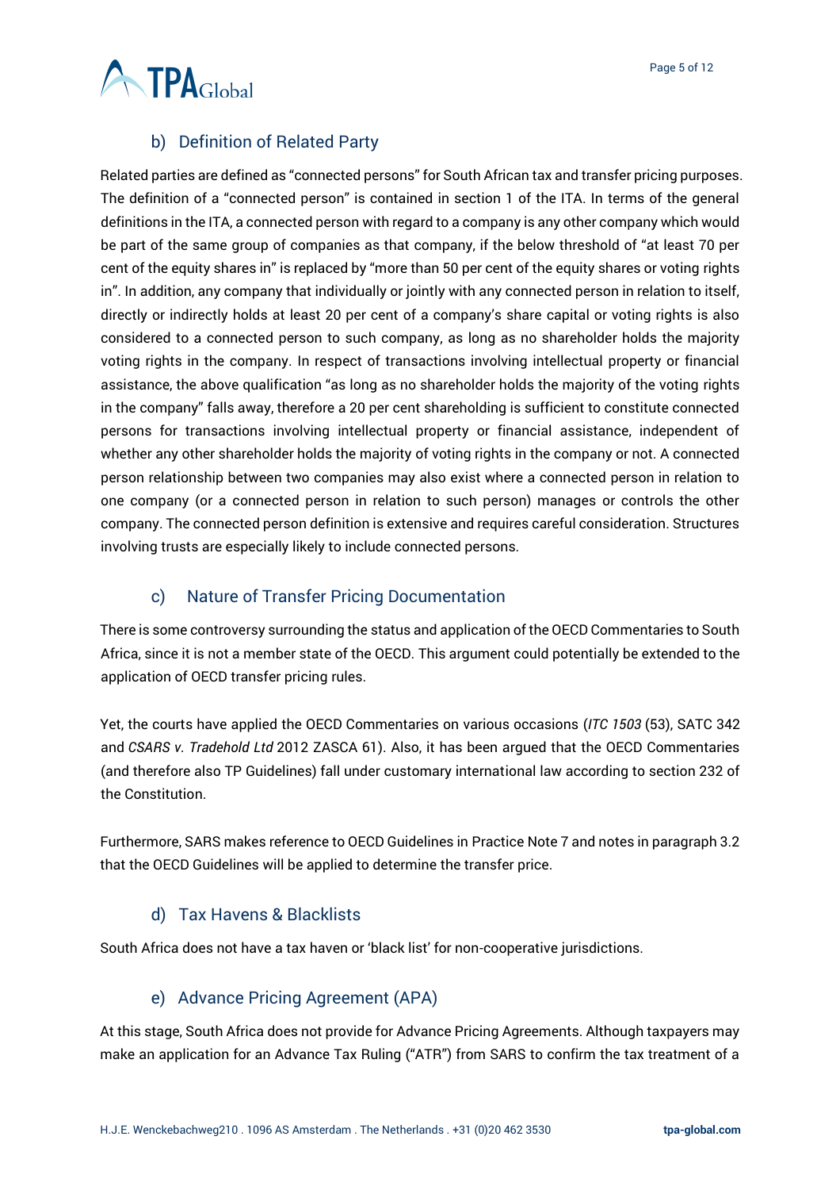### b) Definition of Related Party

Related parties are defined as "connected persons" for South African tax and transfer pricing purposes. The definition of a "connected person" is contained in section 1 of the ITA. In terms of the general definitions in the ITA, a connected person with regard to a company is any other company which would be part of the same group of companies as that company, if the below threshold of "at least 70 per cent of the equity shares in" is replaced by "more than 50 per cent of the equity shares or voting rights in". In addition, any company that individually or jointly with any connected person in relation to itself, directly or indirectly holds at least 20 per cent of a company's share capital or voting rights is also considered to a connected person to such company, as long as no shareholder holds the majority voting rights in the company. In respect of transactions involving intellectual property or financial assistance, the above qualification "as long as no shareholder holds the majority of the voting rights in the company" falls away, therefore a 20 per cent shareholding is sufficient to constitute connected persons for transactions involving intellectual property or financial assistance, independent of whether any other shareholder holds the majority of voting rights in the company or not. A connected person relationship between two companies may also exist where a connected person in relation to one company (or a connected person in relation to such person) manages or controls the other company. The connected person definition is extensive and requires careful consideration. Structures involving trusts are especially likely to include connected persons.

### c) Nature of Transfer Pricing Documentation

There is some controversy surrounding the status and application of the OECD Commentaries to South Africa, since it is not a member state of the OECD. This argument could potentially be extended to the application of OECD transfer pricing rules.

Yet, the courts have applied the OECD Commentaries on various occasions (*ITC 1503* (53), SATC 342 and *CSARS v. Tradehold Ltd* 2012 ZASCA 61). Also, it has been argued that the OECD Commentaries (and therefore also TP Guidelines) fall under customary international law according to section 232 of the Constitution.

Furthermore, SARS makes reference to OECD Guidelines in Practice Note 7 and notes in paragraph 3.2 that the OECD Guidelines will be applied to determine the transfer price.

### d) Tax Havens & Blacklists

South Africa does not have a tax haven or 'black list' for non-cooperative jurisdictions.

### e) Advance Pricing Agreement (APA)

At this stage, South Africa does not provide for Advance Pricing Agreements. Although taxpayers may make an application for an Advance Tax Ruling ("ATR") from SARS to confirm the tax treatment of a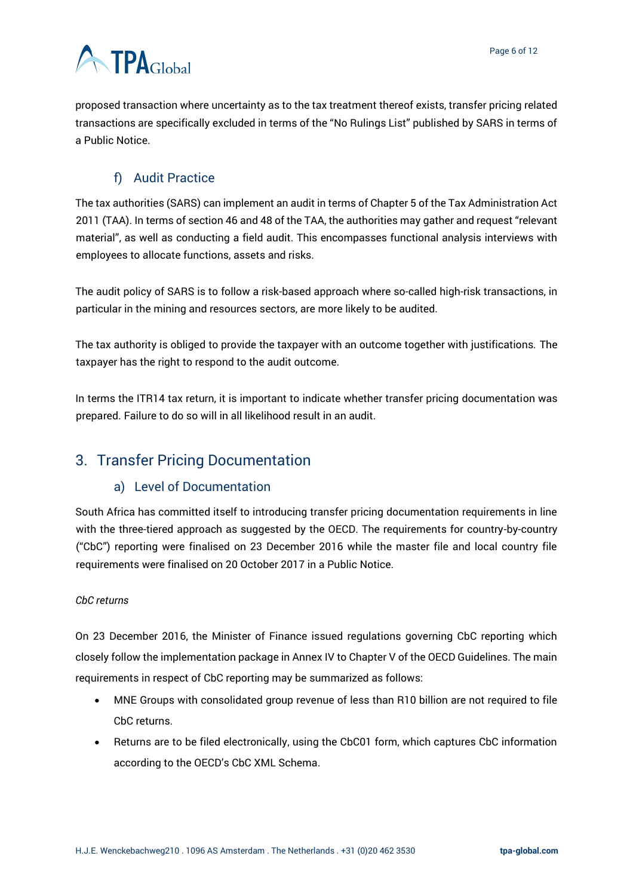proposed transaction where uncertainty as to the tax treatment thereof exists, transfer pricing related transactions are specifically excluded in terms of the "No Rulings List" published by SARS in terms of a Public Notice.

### f) Audit Practice

The tax authorities (SARS) can implement an audit in terms of Chapter 5 of the Tax Administration Act 2011 (TAA). In terms of section 46 and 48 of the TAA, the authorities may gather and request "relevant material", as well as conducting a field audit. This encompasses functional analysis interviews with employees to allocate functions, assets and risks.

The audit policy of SARS is to follow a risk-based approach where so-called high-risk transactions, in particular in the mining and resources sectors, are more likely to be audited.

The tax authority is obliged to provide the taxpayer with an outcome together with justifications. The taxpayer has the right to respond to the audit outcome.

In terms the ITR14 tax return, it is important to indicate whether transfer pricing documentation was prepared. Failure to do so will in all likelihood result in an audit.

## 3. Transfer Pricing Documentation

### a) Level of Documentation

South Africa has committed itself to introducing transfer pricing documentation requirements in line with the three-tiered approach as suggested by the OECD. The requirements for country-by-country ("CbC") reporting were finalised on 23 December 2016 while the master file and local country file requirements were finalised on 20 October 2017 in a Public Notice.

*CbC returns*

On 23 December 2016, the Minister of Finance issued regulations governing CbC reporting which closely follow the implementation package in Annex IV to Chapter V of the OECD Guidelines. The main requirements in respect of CbC reporting may be summarized as follows:

- MNE Groups with consolidated group revenue of less than R10 billion are not required to file CbC returns.
- Returns are to be filed electronically, using the CbC01 form, which captures CbC information according to the OECD's CbC XML Schema.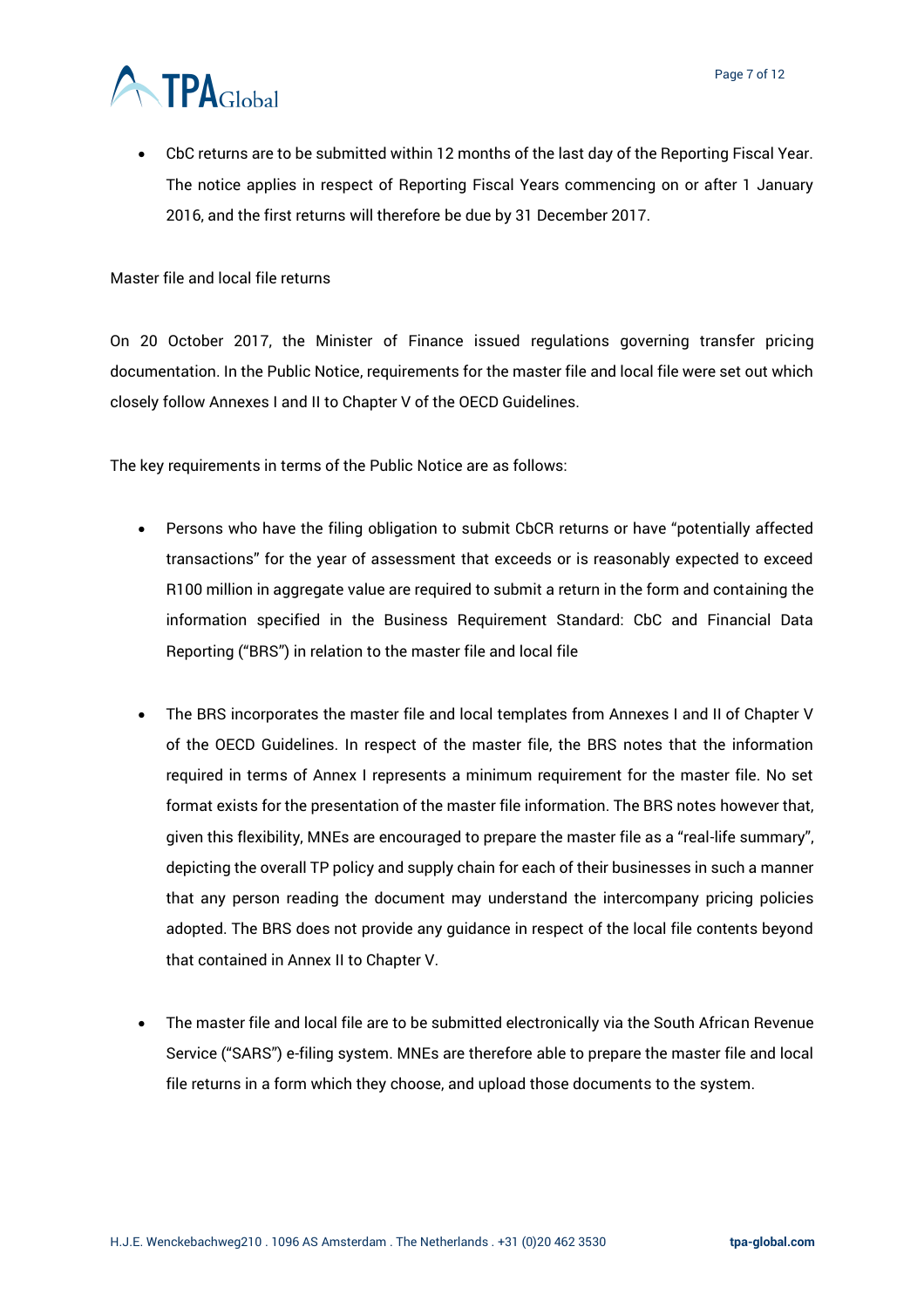- CbC returns are to be submitted within 12 months of the last day of the Reporting Fiscal Year. The notice applies in respect of Reporting Fiscal Years commencing on or after 1 January 2016, and the first returns will therefore be due by 31 December 2017.

Master file and local file returns

On 20 October 2017, the Minister of Finance issued regulations governing transfer pricing documentation. In the Public Notice, requirements for the master file and local file were set out which closely follow Annexes I and II to Chapter V of the OECD Guidelines.

The key requirements in terms of the Public Notice are as follows:

- Persons who have the filing obligation to submit CbCR returns or have "potentially affected transactions" for the year of assessment that exceeds or is reasonably expected to exceed R100 million in aggregate value are required to submit a return in the form and containing the information specified in the Business Requirement Standard: CbC and Financial Data Reporting ("BRS") in relation to the master file and local file

- The BRS incorporates the master file and local templates from Annexes I and II of Chapter V of the OECD Guidelines. In respect of the master file, the BRS notes that the information required in terms of Annex I represents a minimum requirement for the master file. No set format exists for the presentation of the master file information. The BRS notes however that, given this flexibility, MNEs are encouraged to prepare the master file as a "real-life summary", depicting the overall TP policy and supply chain for each of their businesses in such a manner that any person reading the document may understand the intercompany pricing policies adopted. The BRS does not provide any guidance in respect of the local file contents beyond that contained in Annex II to Chapter V.

- The master file and local file are to be submitted electronically via the South African Revenue Service ("SARS") e-filing system. MNEs are therefore able to prepare the master file and local file returns in a form which they choose, and upload those documents to the system.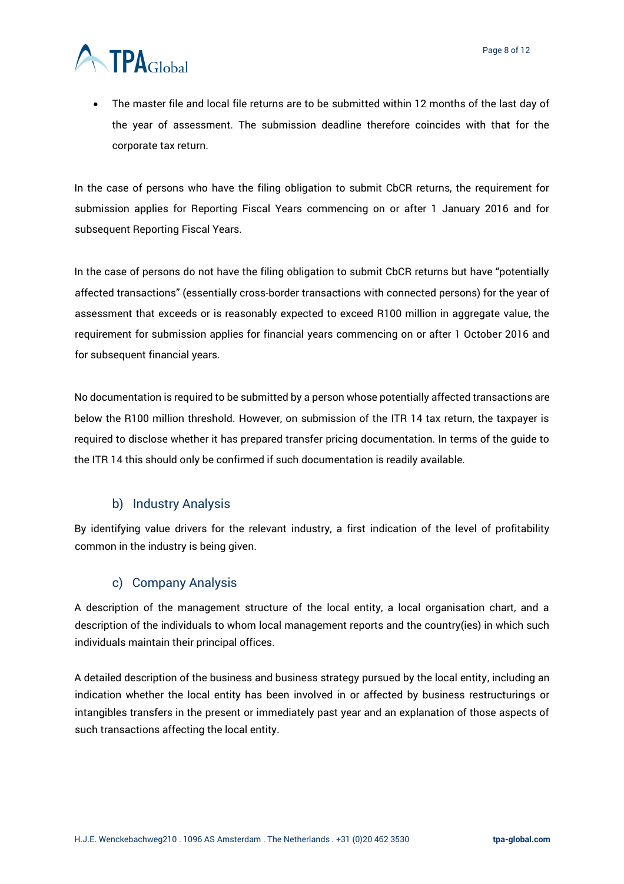- The master file and local file returns are to be submitted within 12 months of the last day of the year of assessment. The submission deadline therefore coincides with that for the corporate tax return.

In the case of persons who have the filing obligation to submit CbCR returns, the requirement for submission applies for Reporting Fiscal Years commencing on or after 1 January 2016 and for subsequent Reporting Fiscal Years.

In the case of persons do not have the filing obligation to submit CbCR returns but have "potentially affected transactions" (essentially cross-border transactions with connected persons) for the year of assessment that exceeds or is reasonably expected to exceed R100 million in aggregate value, the requirement for submission applies for financial years commencing on or after 1 October 2016 and for subsequent financial years.

No documentation is required to be submitted by a person whose potentially affected transactions are below the R100 million threshold. However, on submission of the ITR 14 tax return, the taxpayer is required to disclose whether it has prepared transfer pricing documentation. In terms of the guide to the ITR 14 this should only be confirmed if such documentation is readily available.

### b) Industry Analysis

By identifying value drivers for the relevant industry, a first indication of the level of profitability common in the industry is being given.

### c) Company Analysis

A description of the management structure of the local entity, a local organisation chart, and a description of the individuals to whom local management reports and the country(ies) in which such individuals maintain their principal offices.

A detailed description of the business and business strategy pursued by the local entity, including an indication whether the local entity has been involved in or affected by business restructurings or intangibles transfers in the present or immediately past year and an explanation of those aspects of such transactions affecting the local entity.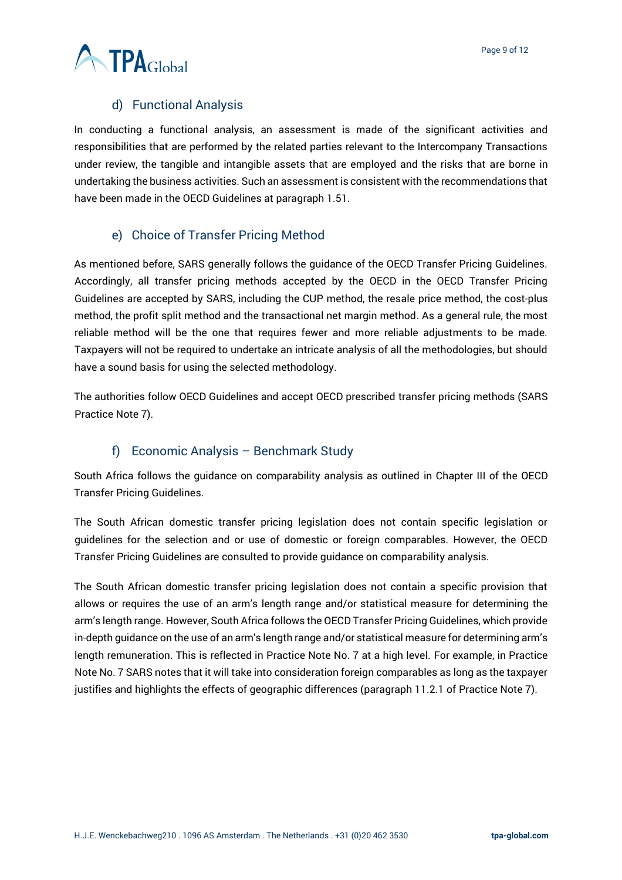### d) Functional Analysis

In conducting a functional analysis, an assessment is made of the significant activities and responsibilities that are performed by the related parties relevant to the Intercompany Transactions under review, the tangible and intangible assets that are employed and the risks that are borne in undertaking the business activities. Such an assessment is consistent with the recommendations that have been made in the OECD Guidelines at paragraph 1.51.

### e) Choice of Transfer Pricing Method

As mentioned before, SARS generally follows the guidance of the OECD Transfer Pricing Guidelines. Accordingly, all transfer pricing methods accepted by the OECD in the OECD Transfer Pricing Guidelines are accepted by SARS, including the CUP method, the resale price method, the cost-plus method, the profit split method and the transactional net margin method. As a general rule, the most reliable method will be the one that requires fewer and more reliable adjustments to be made. Taxpayers will not be required to undertake an intricate analysis of all the methodologies, but should have a sound basis for using the selected methodology.

The authorities follow OECD Guidelines and accept OECD prescribed transfer pricing methods (SARS Practice Note 7).

### f) Economic Analysis – Benchmark Study

South Africa follows the guidance on comparability analysis as outlined in Chapter III of the OECD Transfer Pricing Guidelines.

The South African domestic transfer pricing legislation does not contain specific legislation or guidelines for the selection and or use of domestic or foreign comparables. However, the OECD Transfer Pricing Guidelines are consulted to provide guidance on comparability analysis.

The South African domestic transfer pricing legislation does not contain a specific provision that allows or requires the use of an arm's length range and/or statistical measure for determining the arm's length range. However, South Africa follows the OECD Transfer Pricing Guidelines, which provide in-depth guidance on the use of an arm's length range and/or statistical measure for determining arm's length remuneration. This is reflected in Practice Note No. 7 at a high level. For example, in Practice Note No. 7 SARS notes that it will take into consideration foreign comparables as long as the taxpayer justifies and highlights the effects of geographic differences (paragraph 11.2.1 of Practice Note 7).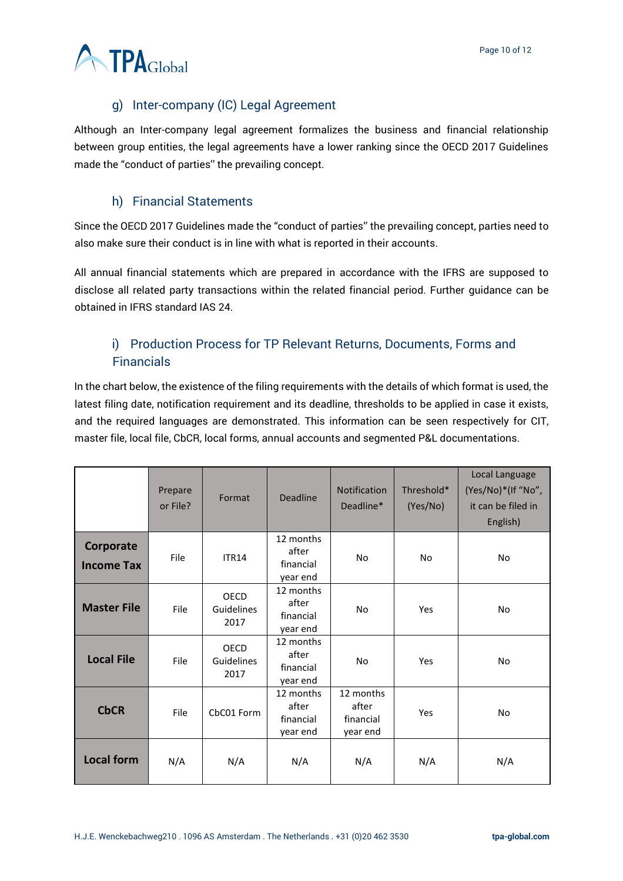### g) Inter-company (IC) Legal Agreement

Although an Inter-company legal agreement formalizes the business and financial relationship between group entities, the legal agreements have a lower ranking since the OECD 2017 Guidelines made the "conduct of parties'' the prevailing concept.

### h) Financial Statements

Since the OECD 2017 Guidelines made the "conduct of parties'' the prevailing concept, parties need to also make sure their conduct is in line with what is reported in their accounts.

All annual financial statements which are prepared in accordance with the IFRS are supposed to disclose all related party transactions within the related financial period. Further guidance can be obtained in IFRS standard IAS 24.

### i) Production Process for TP Relevant Returns, Documents, Forms and Financials

In the chart below, the existence of the filing requirements with the details of which format is used, the latest filing date, notification requirement and its deadline, thresholds to be applied in case it exists, and the required languages are demonstrated. This information can be seen respectively for CIT, master file, local file, CbCR, local forms, annual accounts and segmented P&L documentations.

| | Prepare or File? | Format | Deadline | Notification Deadline* | Threshold* (Yes/No) | Local Language (Yes/No)*(If "No", it can be filed in English) |
|---|---|---|---|---|---|---|
| **Corporate Income Tax** | File | ITR14 | 12 months after financial year end | No | No | No |
| **Master File** | File | OECD Guidelines 2017 | 12 months after financial year end | No | Yes | No |
| **Local File** | File | OECD Guidelines 2017 | 12 months after financial year end | No | Yes | No |
| **CbCR** | File | CbC01 Form | 12 months after financial year end | 12 months after financial year end | Yes | No |
| **Local form** | N/A | N/A | N/A | N/A | N/A | N/A |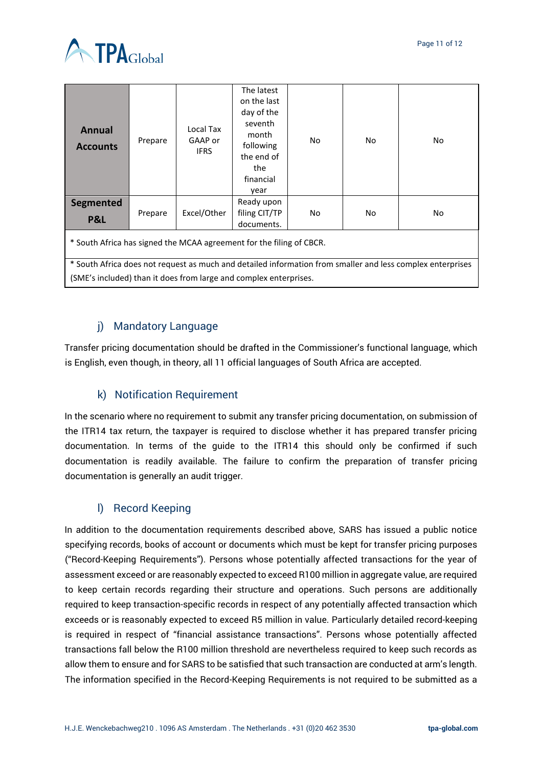| | | | | | | |
|---|---|---|---|---|---|---|
| **Annual Accounts** | Prepare | Local Tax GAAP or IFRS | The latest on the last day of the seventh month following the end of the financial year | No | No | No |
| **Segmented P&L** | Prepare | Excel/Other | Ready upon filing CIT/TP documents. | No | No | No |
| * South Africa has signed the MCAA agreement for the filing of CBCR. | | | | | | |
| * South Africa does not request as much and detailed information from smaller and less complex enterprises (SME's included) than it does from large and complex enterprises. | | | | | | |

### j) Mandatory Language

Transfer pricing documentation should be drafted in the Commissioner's functional language, which is English, even though, in theory, all 11 official languages of South Africa are accepted.

### k) Notification Requirement

In the scenario where no requirement to submit any transfer pricing documentation, on submission of the ITR14 tax return, the taxpayer is required to disclose whether it has prepared transfer pricing documentation. In terms of the guide to the ITR14 this should only be confirmed if such documentation is readily available. The failure to confirm the preparation of transfer pricing documentation is generally an audit trigger.

### l) Record Keeping

In addition to the documentation requirements described above, SARS has issued a public notice specifying records, books of account or documents which must be kept for transfer pricing purposes ("Record-Keeping Requirements"). Persons whose potentially affected transactions for the year of assessment exceed or are reasonably expected to exceed R100 million in aggregate value, are required to keep certain records regarding their structure and operations. Such persons are additionally required to keep transaction-specific records in respect of any potentially affected transaction which exceeds or is reasonably expected to exceed R5 million in value. Particularly detailed record-keeping is required in respect of "financial assistance transactions". Persons whose potentially affected transactions fall below the R100 million threshold are nevertheless required to keep such records as allow them to ensure and for SARS to be satisfied that such transaction are conducted at arm's length. The information specified in the Record-Keeping Requirements is not required to be submitted as a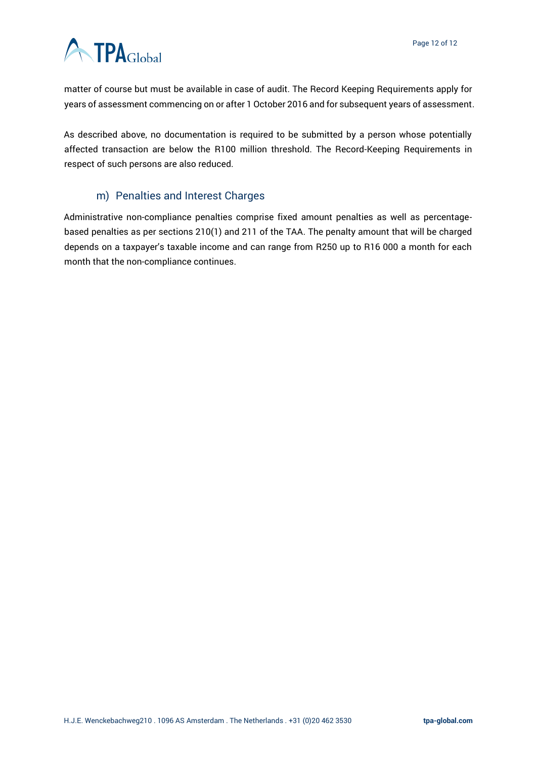matter of course but must be available in case of audit. The Record Keeping Requirements apply for years of assessment commencing on or after 1 October 2016 and for subsequent years of assessment.

As described above, no documentation is required to be submitted by a person whose potentially affected transaction are below the R100 million threshold. The Record-Keeping Requirements in respect of such persons are also reduced.

### m) Penalties and Interest Charges

Administrative non-compliance penalties comprise fixed amount penalties as well as percentage-based penalties as per sections 210(1) and 211 of the TAA. The penalty amount that will be charged depends on a taxpayer's taxable income and can range from R250 up to R16 000 a month for each month that the non-compliance continues.